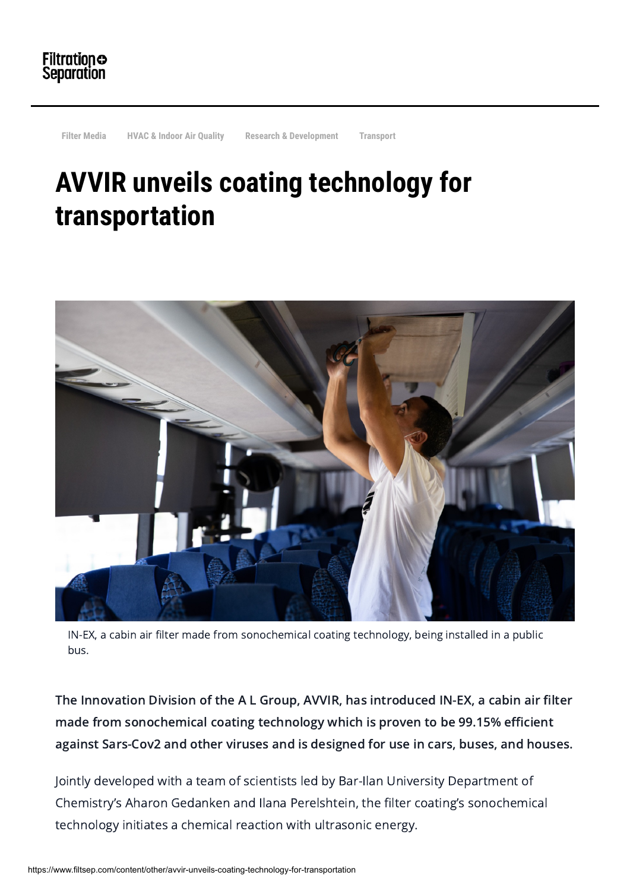Filter Media HVAC & Indoor Air Quality Research & Development Transport

# AVVIR unveils coating technology for transportation

IN-EX, a cabin air filter made from sonochemical coating technology, being installed in a public bus.

**The Innovation Division of the A L Group, AVVIR, has introduced IN-EX, a cabin air filter made from sonochemical coating technology which is proven to be 99.15% efficient against Sars-Cov2 and other viruses and is designed for use in cars, buses, and houses.**

Jointly developed with a team of scientists led by Bar-Ilan University Department of Chemistry's Aharon Gedanken and Ilana Perelshtein, the filter coating's sonochemical technology initiates a chemical reaction with ultrasonic energy.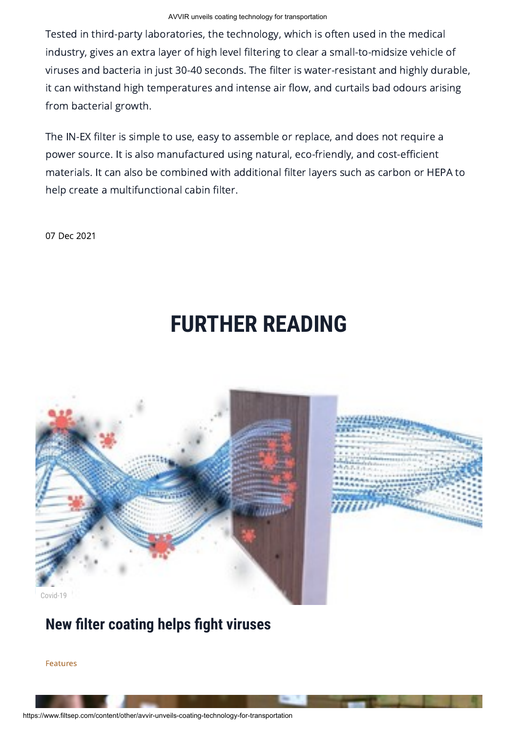Tested in third-party laboratories, the technology, which is often used in the medical industry, gives an extra layer of high level filtering to clear a small-to-midsize vehicle of viruses and bacteria in just 30-40 seconds. The filter is water-resistant and highly durable, it can withstand high temperatures and intense air flow, and curtails bad odours arising from bacterial growth.

The IN-EX filter is simple to use, easy to assemble or replace, and does not require a power source. It is also manufactured using natural, eco-friendly, and cost-efficient materials. It can also be combined with additional filter layers such as carbon or HEPA to help create a multifunctional cabin filter.

07 Dec 2021

# FURTHER READING

Covid-19

## New filter coating helps fight viruses

Features